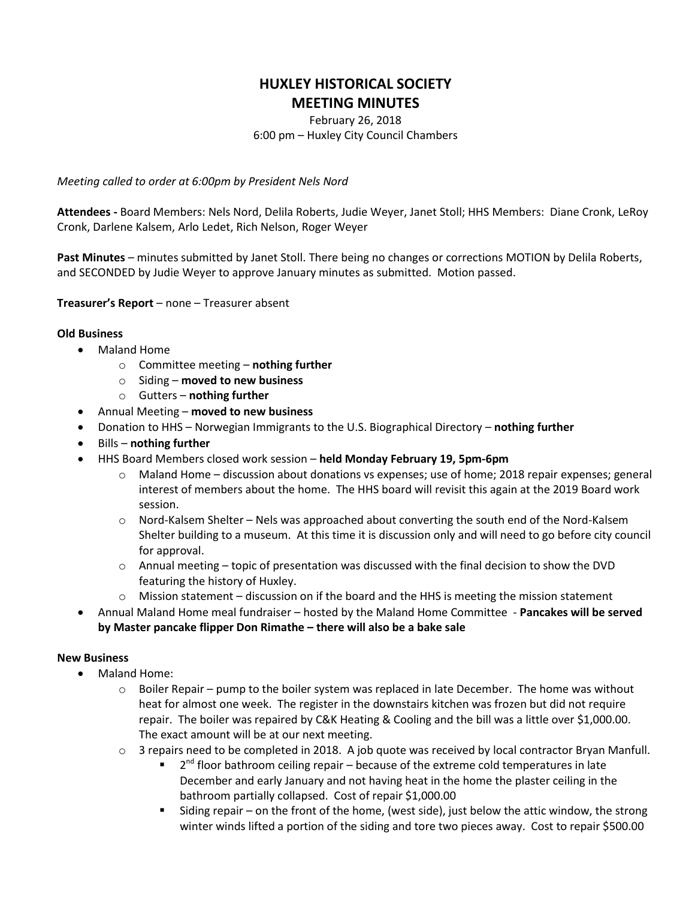# HUXLEY HISTORICAL SOCIETY
# MEETING MINUTES

February 26, 2018
6:00 pm – Huxley City Council Chambers

*Meeting called to order at 6:00pm by President Nels Nord*

**Attendees -** Board Members: Nels Nord, Delila Roberts, Judie Weyer, Janet Stoll; HHS Members: Diane Cronk, LeRoy Cronk, Darlene Kalsem, Arlo Ledet, Rich Nelson, Roger Weyer

**Past Minutes** – minutes submitted by Janet Stoll. There being no changes or corrections MOTION by Delila Roberts, and SECONDED by Judie Weyer to approve January minutes as submitted. Motion passed.

**Treasurer's Report** – none – Treasurer absent

**Old Business**

- Maland Home
  - Committee meeting – **nothing further**
  - Siding – **moved to new business**
  - Gutters – **nothing further**
- Annual Meeting – **moved to new business**
- Donation to HHS – Norwegian Immigrants to the U.S. Biographical Directory – **nothing further**
- Bills – **nothing further**
- HHS Board Members closed work session – **held Monday February 19, 5pm-6pm**
  - Maland Home – discussion about donations vs expenses; use of home; 2018 repair expenses; general interest of members about the home. The HHS board will revisit this again at the 2019 Board work session.
  - Nord-Kalsem Shelter – Nels was approached about converting the south end of the Nord-Kalsem Shelter building to a museum. At this time it is discussion only and will need to go before city council for approval.
  - Annual meeting – topic of presentation was discussed with the final decision to show the DVD featuring the history of Huxley.
  - Mission statement – discussion on if the board and the HHS is meeting the mission statement
- Annual Maland Home meal fundraiser – hosted by the Maland Home Committee - **Pancakes will be served by Master pancake flipper Don Rimathe – there will also be a bake sale**

**New Business**

- Maland Home:
  - Boiler Repair – pump to the boiler system was replaced in late December. The home was without heat for almost one week. The register in the downstairs kitchen was frozen but did not require repair. The boiler was repaired by C&K Heating & Cooling and the bill was a little over $1,000.00. The exact amount will be at our next meeting.
  - 3 repairs need to be completed in 2018. A job quote was received by local contractor Bryan Manfull.
    - 2nd floor bathroom ceiling repair – because of the extreme cold temperatures in late December and early January and not having heat in the home the plaster ceiling in the bathroom partially collapsed. Cost of repair $1,000.00
    - Siding repair – on the front of the home, (west side), just below the attic window, the strong winter winds lifted a portion of the siding and tore two pieces away. Cost to repair $500.00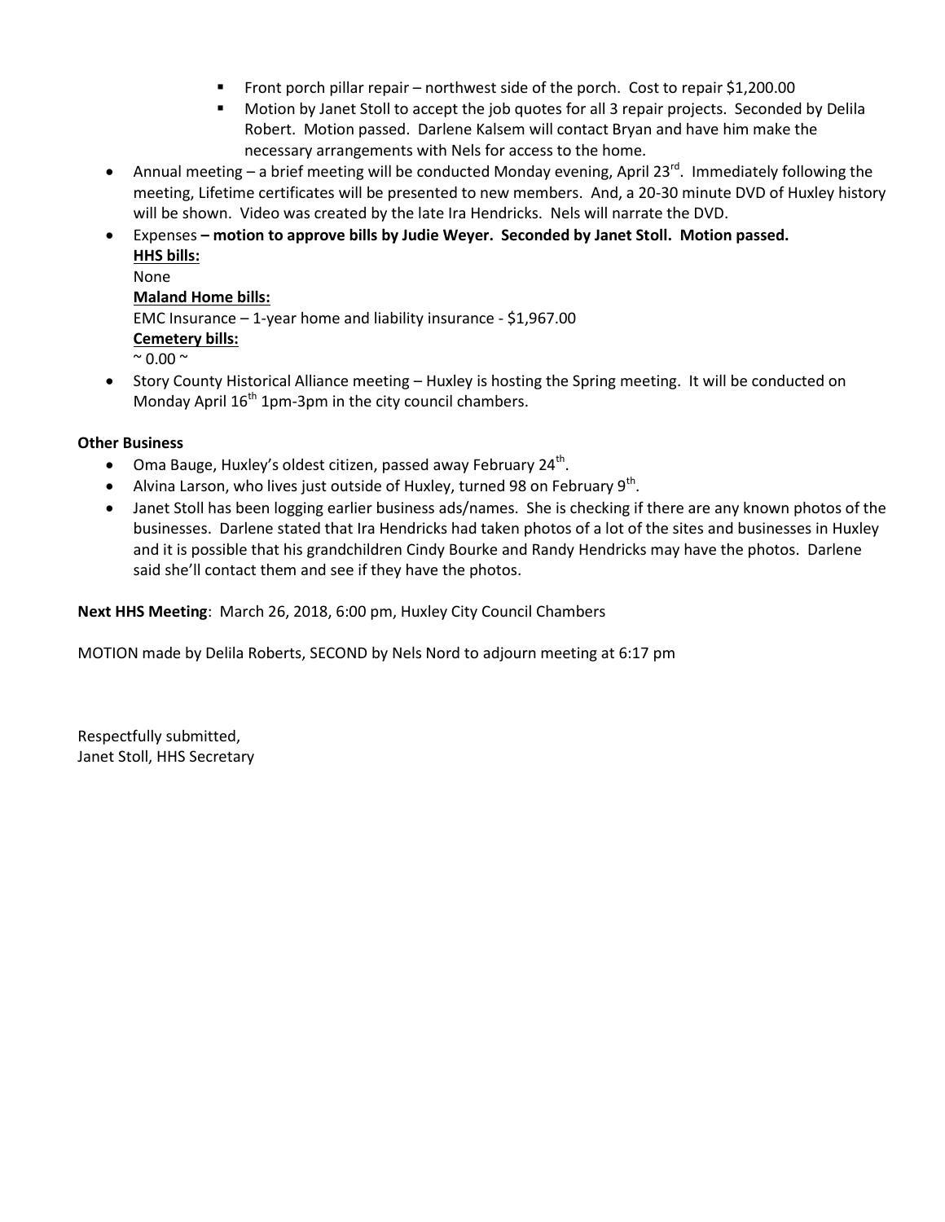- Front porch pillar repair – northwest side of the porch. Cost to repair $1,200.00
  - Motion by Janet Stoll to accept the job quotes for all 3 repair projects. Seconded by Delila Robert. Motion passed. Darlene Kalsem will contact Bryan and have him make the necessary arrangements with Nels for access to the home.
- Annual meeting – a brief meeting will be conducted Monday evening, April 23rd. Immediately following the meeting, Lifetime certificates will be presented to new members. And, a 20-30 minute DVD of Huxley history will be shown. Video was created by the late Ira Hendricks. Nels will narrate the DVD.
- Expenses **– motion to approve bills by Judie Weyer. Seconded by Janet Stoll. Motion passed.**

  **HHS bills:**

  None

  **Maland Home bills:**

  EMC Insurance – 1-year home and liability insurance - $1,967.00

  **Cemetery bills:**

  ~ 0.00 ~
- Story County Historical Alliance meeting – Huxley is hosting the Spring meeting. It will be conducted on Monday April 16th 1pm-3pm in the city council chambers.

**Other Business**

- Oma Bauge, Huxley's oldest citizen, passed away February 24th.
- Alvina Larson, who lives just outside of Huxley, turned 98 on February 9th.
- Janet Stoll has been logging earlier business ads/names. She is checking if there are any known photos of the businesses. Darlene stated that Ira Hendricks had taken photos of a lot of the sites and businesses in Huxley and it is possible that his grandchildren Cindy Bourke and Randy Hendricks may have the photos. Darlene said she'll contact them and see if they have the photos.

**Next HHS Meeting**: March 26, 2018, 6:00 pm, Huxley City Council Chambers

MOTION made by Delila Roberts, SECOND by Nels Nord to adjourn meeting at 6:17 pm

Respectfully submitted,
Janet Stoll, HHS Secretary